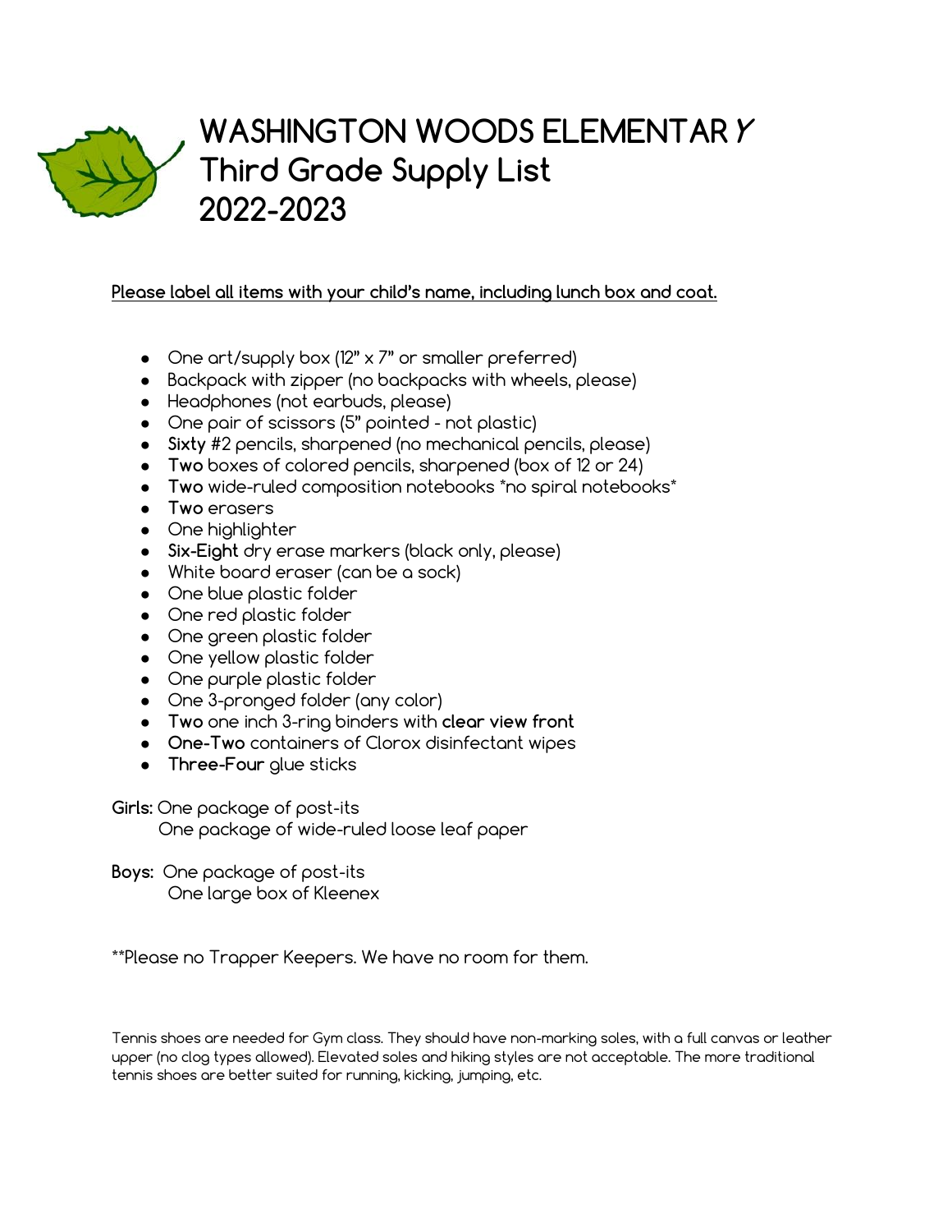# WASHINGTON WOODS ELEMENTARY
# Third Grade Supply List
# 2022-2023

**Please label all items with your child's name, including lunch box and coat.**

- One art/supply box (12" x 7" or smaller preferred)
- Backpack with zipper (no backpacks with wheels, please)
- Headphones (not earbuds, please)
- One pair of scissors (5" pointed - not plastic)
- **Sixty** #2 pencils, sharpened (no mechanical pencils, please)
- **Two** boxes of colored pencils, sharpened (box of 12 or 24)
- **Two** wide-ruled composition notebooks *no spiral notebooks*
- **Two** erasers
- One highlighter
- **Six-Eight** dry erase markers (black only, please)
- White board eraser (can be a sock)
- One blue plastic folder
- One red plastic folder
- One green plastic folder
- One yellow plastic folder
- One purple plastic folder
- One 3-pronged folder (any color)
- **Two** one inch 3-ring binders with **clear view front**
- **One-Two** containers of Clorox disinfectant wipes
- **Three-Four** glue sticks

**Girls:** One package of post-its
One package of wide-ruled loose leaf paper

**Boys:** One package of post-its
One large box of Kleenex

**Please no Trapper Keepers. We have no room for them.

Tennis shoes are needed for Gym class. They should have non-marking soles, with a full canvas or leather upper (no clog types allowed). Elevated soles and hiking styles are not acceptable. The more traditional tennis shoes are better suited for running, kicking, jumping, etc.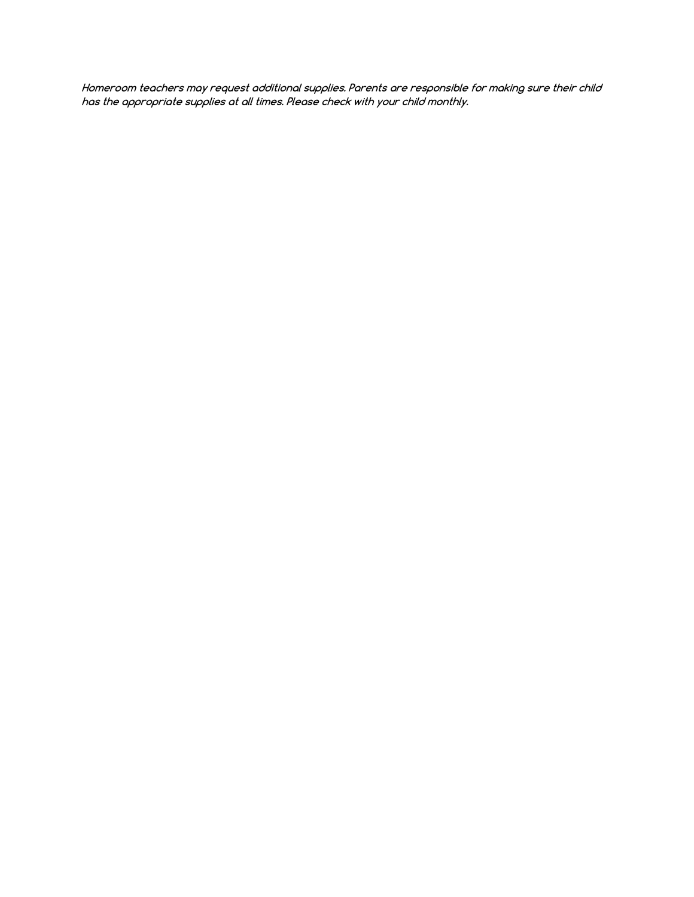*Homeroom teachers may request additional supplies. Parents are responsible for making sure their child has the appropriate supplies at all times. Please check with your child monthly.*